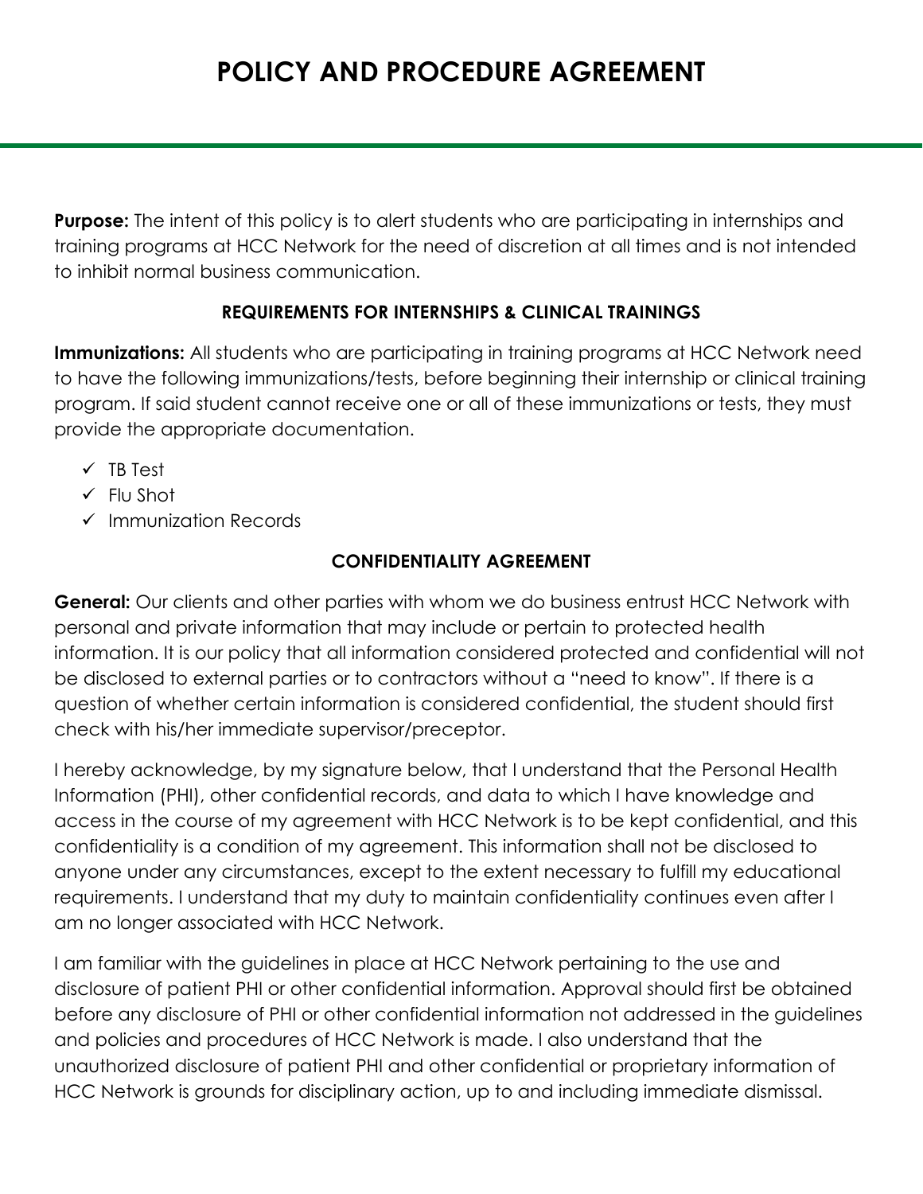# POLICY AND PROCEDURE AGREEMENT

**Purpose:** The intent of this policy is to alert students who are participating in internships and training programs at HCC Network for the need of discretion at all times and is not intended to inhibit normal business communication.

### REQUIREMENTS FOR INTERNSHIPS & CLINICAL TRAININGS

**Immunizations:** All students who are participating in training programs at HCC Network need to have the following immunizations/tests, before beginning their internship or clinical training program. If said student cannot receive one or all of these immunizations or tests, they must provide the appropriate documentation.

- ✓ TB Test
- ✓ Flu Shot
- ✓ Immunization Records

### CONFIDENTIALITY AGREEMENT

**General:** Our clients and other parties with whom we do business entrust HCC Network with personal and private information that may include or pertain to protected health information. It is our policy that all information considered protected and confidential will not be disclosed to external parties or to contractors without a "need to know". If there is a question of whether certain information is considered confidential, the student should first check with his/her immediate supervisor/preceptor.

I hereby acknowledge, by my signature below, that I understand that the Personal Health Information (PHI), other confidential records, and data to which I have knowledge and access in the course of my agreement with HCC Network is to be kept confidential, and this confidentiality is a condition of my agreement. This information shall not be disclosed to anyone under any circumstances, except to the extent necessary to fulfill my educational requirements. I understand that my duty to maintain confidentiality continues even after I am no longer associated with HCC Network.

I am familiar with the guidelines in place at HCC Network pertaining to the use and disclosure of patient PHI or other confidential information. Approval should first be obtained before any disclosure of PHI or other confidential information not addressed in the guidelines and policies and procedures of HCC Network is made. I also understand that the unauthorized disclosure of patient PHI and other confidential or proprietary information of HCC Network is grounds for disciplinary action, up to and including immediate dismissal.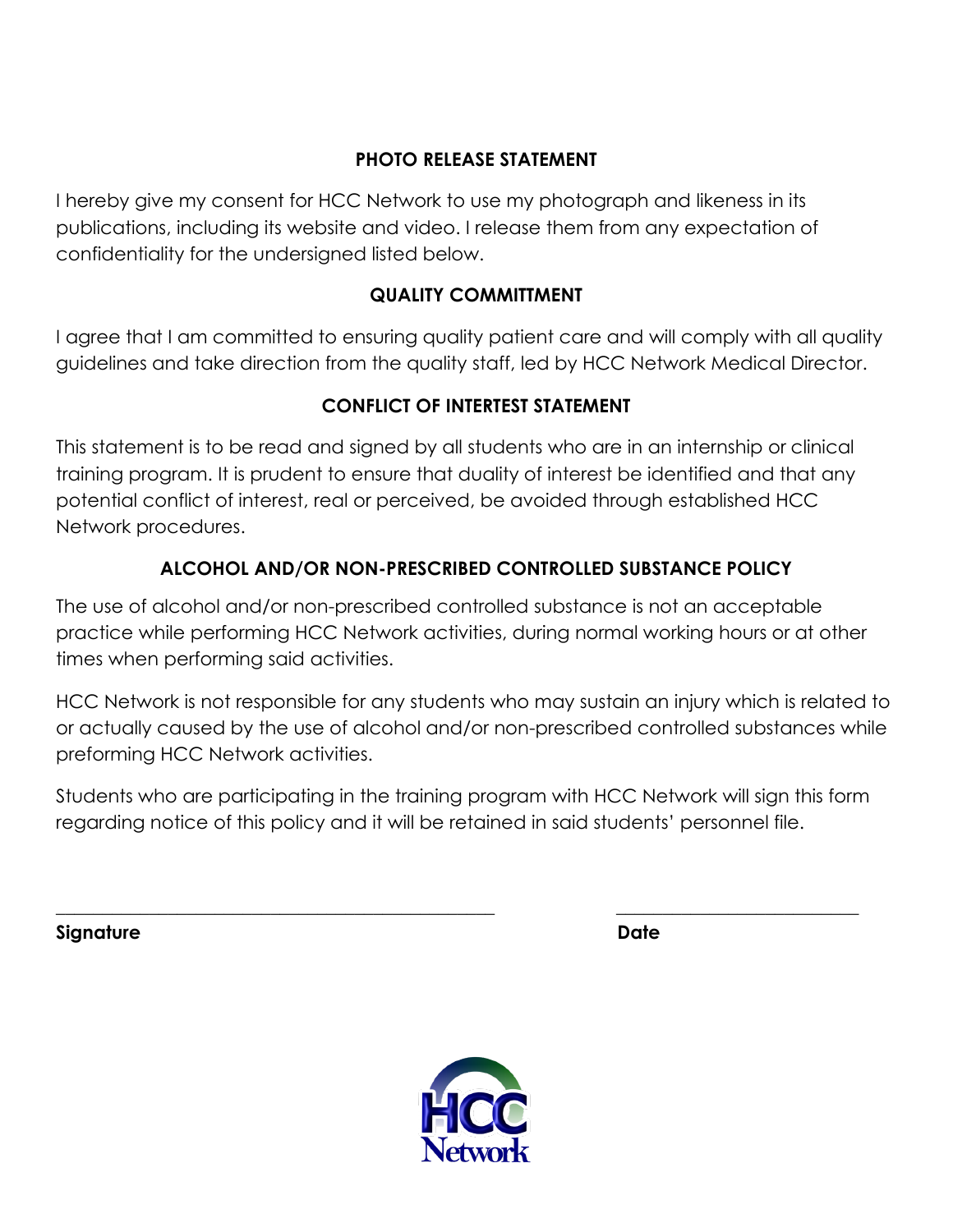## PHOTO RELEASE STATEMENT

I hereby give my consent for HCC Network to use my photograph and likeness in its publications, including its website and video. I release them from any expectation of confidentiality for the undersigned listed below.

## QUALITY COMMITTMENT

I agree that I am committed to ensuring quality patient care and will comply with all quality guidelines and take direction from the quality staff, led by HCC Network Medical Director.

## CONFLICT OF INTERTEST STATEMENT

This statement is to be read and signed by all students who are in an internship or clinical training program. It is prudent to ensure that duality of interest be identified and that any potential conflict of interest, real or perceived, be avoided through established HCC Network procedures.

## ALCOHOL AND/OR NON-PRESCRIBED CONTROLLED SUBSTANCE POLICY

The use of alcohol and/or non-prescribed controlled substance is not an acceptable practice while performing HCC Network activities, during normal working hours or at other times when performing said activities.

HCC Network is not responsible for any students who may sustain an injury which is related to or actually caused by the use of alcohol and/or non-prescribed controlled substances while preforming HCC Network activities.

Students who are participating in the training program with HCC Network will sign this form regarding notice of this policy and it will be retained in said students' personnel file.

\_\_\_\_\_\_\_\_\_\_\_\_\_\_\_\_\_\_\_\_\_\_\_\_\_\_\_\_\_\_\_\_\_\_\_\_\_\_\_\_ \_\_\_\_\_\_\_\_\_\_\_\_\_\_\_\_\_\_\_\_\_\_\_\_

**Signature** **Date**

HCC Network